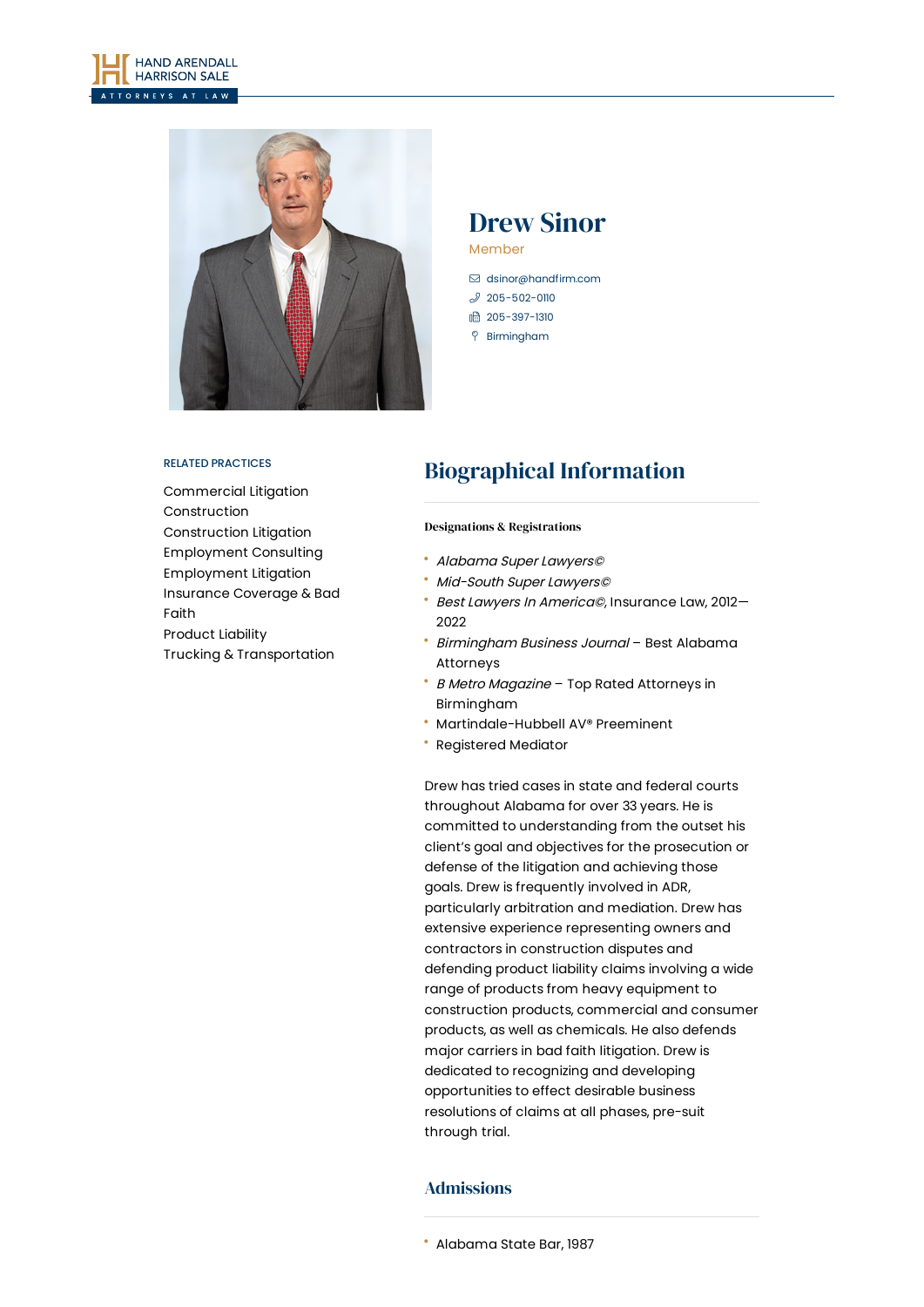HAND ARENDALL HARRISON SALE
ATTORNEYS AT LAW

# Drew Sinor

Member

dsinor@handfirm.com
205-502-0110
205-397-1310
Birmingham

RELATED PRACTICES

Commercial Litigation
Construction
Construction Litigation
Employment Consulting
Employment Litigation
Insurance Coverage & Bad Faith
Product Liability
Trucking & Transportation

## Biographical Information

#### Designations & Registrations

- *Alabama Super Lawyers©*
- *Mid-South Super Lawyers©*
- *Best Lawyers In America©*, Insurance Law, 2012—2022
- *Birmingham Business Journal* – Best Alabama Attorneys
- *B Metro Magazine* – Top Rated Attorneys in Birmingham
- Martindale-Hubbell AV® Preeminent
- Registered Mediator

Drew has tried cases in state and federal courts throughout Alabama for over 33 years. He is committed to understanding from the outset his client's goal and objectives for the prosecution or defense of the litigation and achieving those goals. Drew is frequently involved in ADR, particularly arbitration and mediation. Drew has extensive experience representing owners and contractors in construction disputes and defending product liability claims involving a wide range of products from heavy equipment to construction products, commercial and consumer products, as well as chemicals. He also defends major carriers in bad faith litigation. Drew is dedicated to recognizing and developing opportunities to effect desirable business resolutions of claims at all phases, pre-suit through trial.

## Admissions

- Alabama State Bar, 1987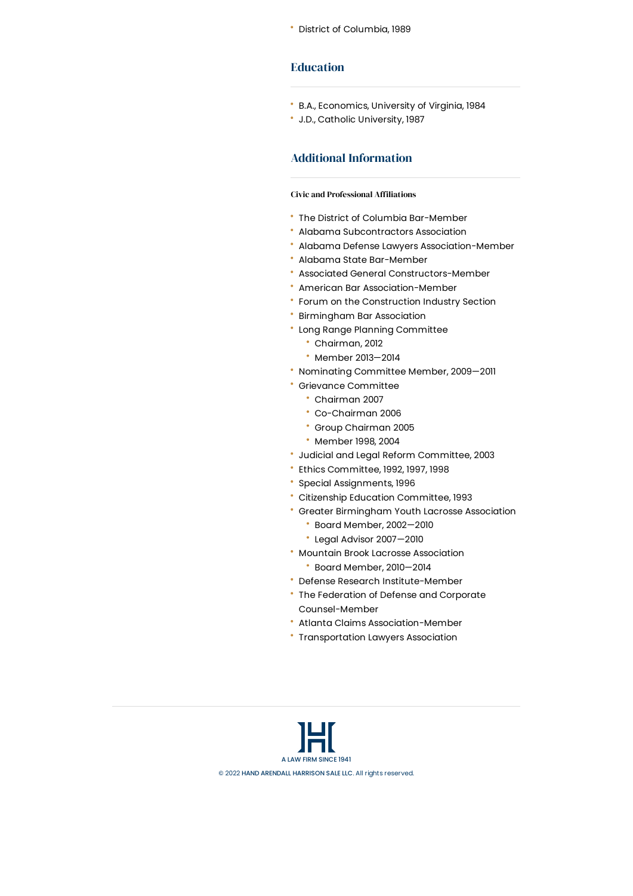- District of Columbia, 1989

## Education

- B.A., Economics, University of Virginia, 1984
- J.D., Catholic University, 1987

## Additional Information

#### Civic and Professional Affiliations

- The District of Columbia Bar-Member
- Alabama Subcontractors Association
- Alabama Defense Lawyers Association-Member
- Alabama State Bar-Member
- Associated General Constructors-Member
- American Bar Association-Member
- Forum on the Construction Industry Section
- Birmingham Bar Association
- Long Range Planning Committee
  - Chairman, 2012
  - Member 2013—2014
- Nominating Committee Member, 2009—2011
- Grievance Committee
  - Chairman 2007
  - Co-Chairman 2006
  - Group Chairman 2005
  - Member 1998, 2004
- Judicial and Legal Reform Committee, 2003
- Ethics Committee, 1992, 1997, 1998
- Special Assignments, 1996
- Citizenship Education Committee, 1993
- Greater Birmingham Youth Lacrosse Association
  - Board Member, 2002—2010
  - Legal Advisor 2007—2010
- Mountain Brook Lacrosse Association
  - Board Member, 2010—2014
- Defense Research Institute-Member
- The Federation of Defense and Corporate Counsel-Member
- Atlanta Claims Association-Member
- Transportation Lawyers Association

A LAW FIRM SINCE 1941

© 2022 HAND ARENDALL HARRISON SALE LLC. All rights reserved.